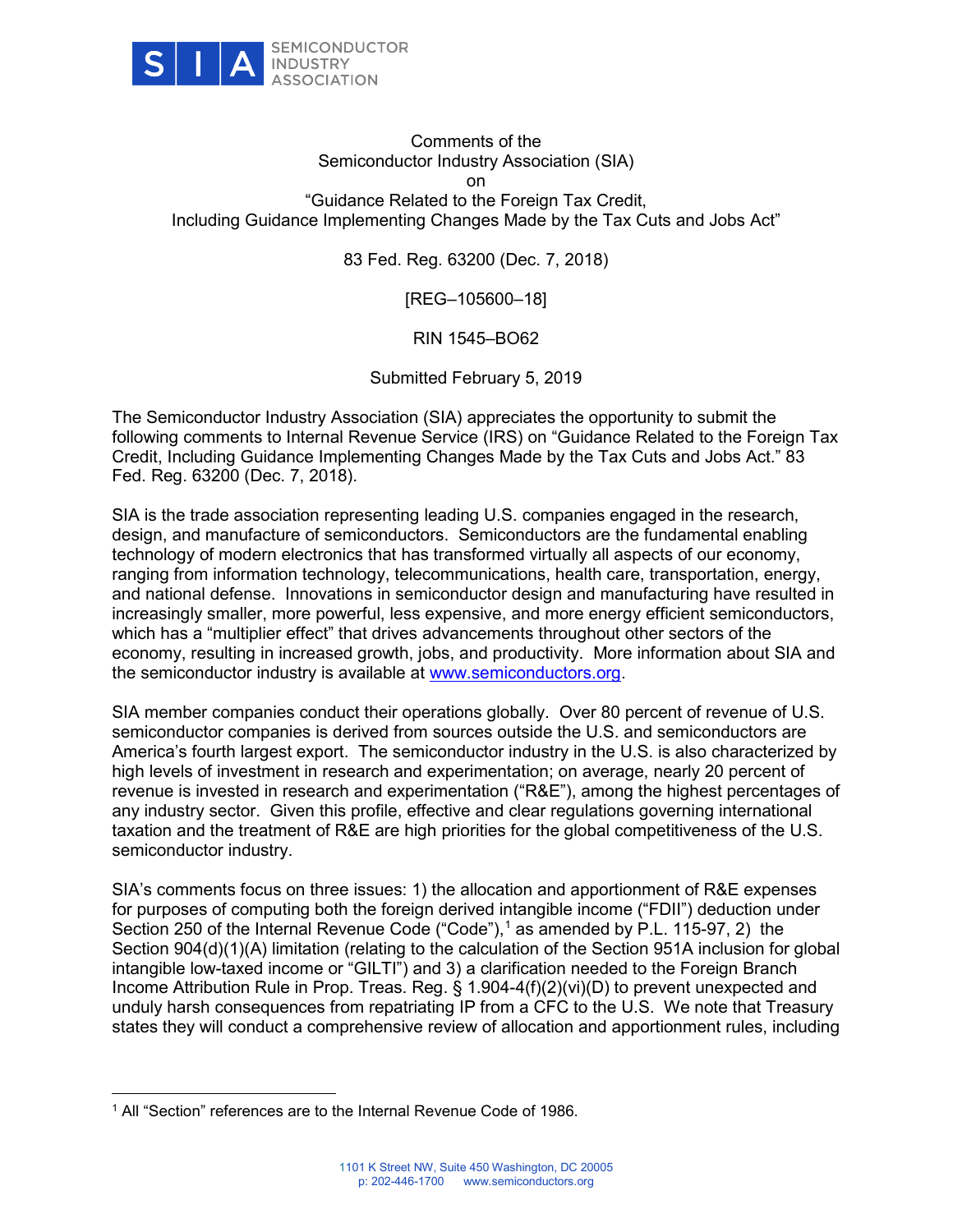Comments of the  
Semiconductor Industry Association (SIA)  
on  
"Guidance Related to the Foreign Tax Credit,  
Including Guidance Implementing Changes Made by the Tax Cuts and Jobs Act"

83 Fed. Reg. 63200 (Dec. 7, 2018)

[REG–105600–18]

RIN 1545–BO62

Submitted February 5, 2019

The Semiconductor Industry Association (SIA) appreciates the opportunity to submit the following comments to Internal Revenue Service (IRS) on "Guidance Related to the Foreign Tax Credit, Including Guidance Implementing Changes Made by the Tax Cuts and Jobs Act." 83 Fed. Reg. 63200 (Dec. 7, 2018).

SIA is the trade association representing leading U.S. companies engaged in the research, design, and manufacture of semiconductors. Semiconductors are the fundamental enabling technology of modern electronics that has transformed virtually all aspects of our economy, ranging from information technology, telecommunications, health care, transportation, energy, and national defense. Innovations in semiconductor design and manufacturing have resulted in increasingly smaller, more powerful, less expensive, and more energy efficient semiconductors, which has a "multiplier effect" that drives advancements throughout other sectors of the economy, resulting in increased growth, jobs, and productivity. More information about SIA and the semiconductor industry is available at www.semiconductors.org.

SIA member companies conduct their operations globally. Over 80 percent of revenue of U.S. semiconductor companies is derived from sources outside the U.S. and semiconductors are America's fourth largest export. The semiconductor industry in the U.S. is also characterized by high levels of investment in research and experimentation; on average, nearly 20 percent of revenue is invested in research and experimentation ("R&E"), among the highest percentages of any industry sector. Given this profile, effective and clear regulations governing international taxation and the treatment of R&E are high priorities for the global competitiveness of the U.S. semiconductor industry.

SIA's comments focus on three issues: 1) the allocation and apportionment of R&E expenses for purposes of computing both the foreign derived intangible income ("FDII") deduction under Section 250 of the Internal Revenue Code ("Code"),[1] as amended by P.L. 115-97, 2) the Section 904(d)(1)(A) limitation (relating to the calculation of the Section 951A inclusion for global intangible low-taxed income or "GILTI") and 3) a clarification needed to the Foreign Branch Income Attribution Rule in Prop. Treas. Reg. § 1.904-4(f)(2)(vi)(D) to prevent unexpected and unduly harsh consequences from repatriating IP from a CFC to the U.S. We note that Treasury states they will conduct a comprehensive review of allocation and apportionment rules, including

[1] All "Section" references are to the Internal Revenue Code of 1986.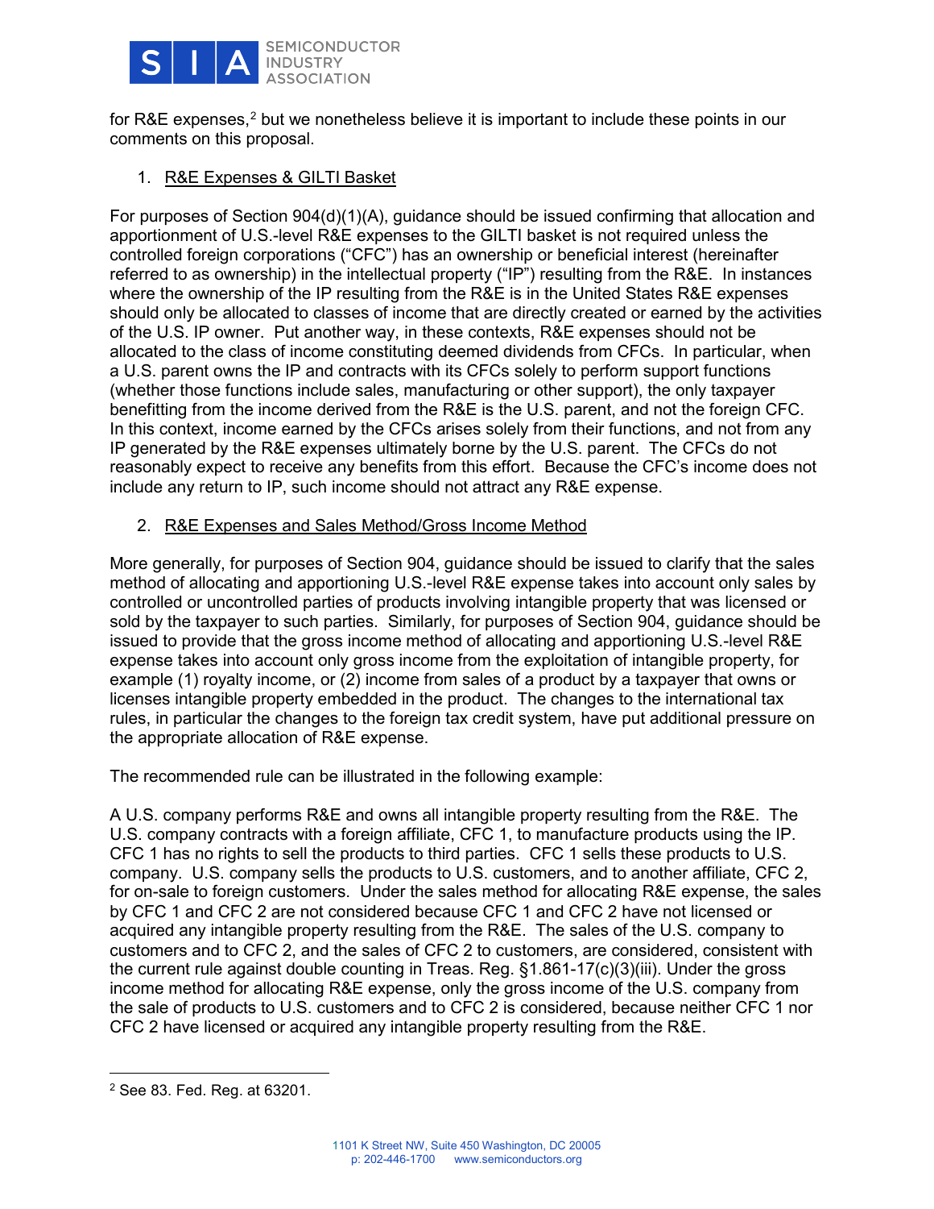for R&E expenses,[2] but we nonetheless believe it is important to include these points in our comments on this proposal.

1. R&E Expenses & GILTI Basket

For purposes of Section 904(d)(1)(A), guidance should be issued confirming that allocation and apportionment of U.S.-level R&E expenses to the GILTI basket is not required unless the controlled foreign corporations ("CFC") has an ownership or beneficial interest (hereinafter referred to as ownership) in the intellectual property ("IP") resulting from the R&E. In instances where the ownership of the IP resulting from the R&E is in the United States R&E expenses should only be allocated to classes of income that are directly created or earned by the activities of the U.S. IP owner. Put another way, in these contexts, R&E expenses should not be allocated to the class of income constituting deemed dividends from CFCs. In particular, when a U.S. parent owns the IP and contracts with its CFCs solely to perform support functions (whether those functions include sales, manufacturing or other support), the only taxpayer benefitting from the income derived from the R&E is the U.S. parent, and not the foreign CFC. In this context, income earned by the CFCs arises solely from their functions, and not from any IP generated by the R&E expenses ultimately borne by the U.S. parent. The CFCs do not reasonably expect to receive any benefits from this effort. Because the CFC's income does not include any return to IP, such income should not attract any R&E expense.

2. R&E Expenses and Sales Method/Gross Income Method

More generally, for purposes of Section 904, guidance should be issued to clarify that the sales method of allocating and apportioning U.S.-level R&E expense takes into account only sales by controlled or uncontrolled parties of products involving intangible property that was licensed or sold by the taxpayer to such parties. Similarly, for purposes of Section 904, guidance should be issued to provide that the gross income method of allocating and apportioning U.S.-level R&E expense takes into account only gross income from the exploitation of intangible property, for example (1) royalty income, or (2) income from sales of a product by a taxpayer that owns or licenses intangible property embedded in the product. The changes to the international tax rules, in particular the changes to the foreign tax credit system, have put additional pressure on the appropriate allocation of R&E expense.

The recommended rule can be illustrated in the following example:

A U.S. company performs R&E and owns all intangible property resulting from the R&E. The U.S. company contracts with a foreign affiliate, CFC 1, to manufacture products using the IP. CFC 1 has no rights to sell the products to third parties. CFC 1 sells these products to U.S. company. U.S. company sells the products to U.S. customers, and to another affiliate, CFC 2, for on-sale to foreign customers. Under the sales method for allocating R&E expense, the sales by CFC 1 and CFC 2 are not considered because CFC 1 and CFC 2 have not licensed or acquired any intangible property resulting from the R&E. The sales of the U.S. company to customers and to CFC 2, and the sales of CFC 2 to customers, are considered, consistent with the current rule against double counting in Treas. Reg. §1.861-17(c)(3)(iii). Under the gross income method for allocating R&E expense, only the gross income of the U.S. company from the sale of products to U.S. customers and to CFC 2 is considered, because neither CFC 1 nor CFC 2 have licensed or acquired any intangible property resulting from the R&E.

---

[2] See 83. Fed. Reg. at 63201.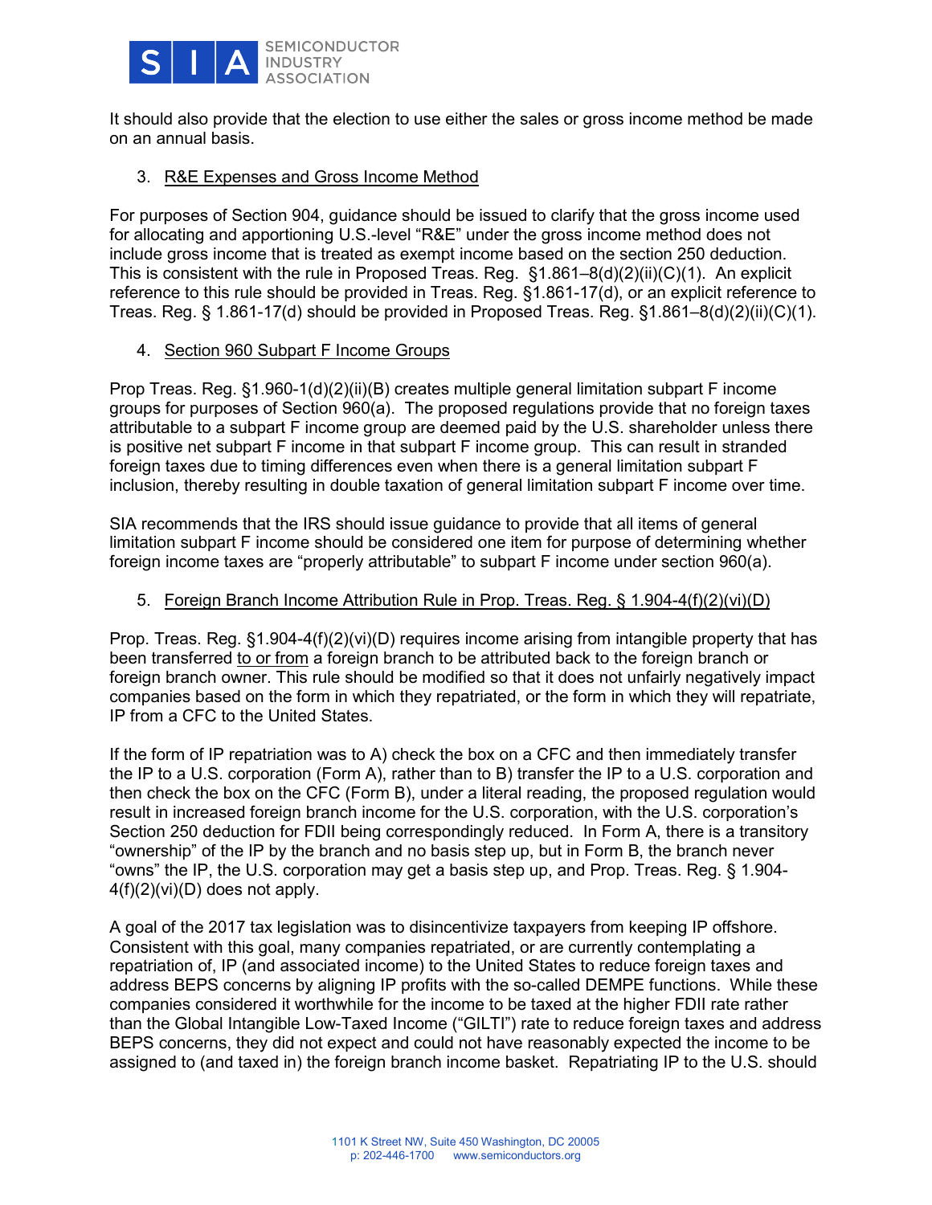It should also provide that the election to use either the sales or gross income method be made on an annual basis.

3. R&E Expenses and Gross Income Method

For purposes of Section 904, guidance should be issued to clarify that the gross income used for allocating and apportioning U.S.-level "R&E" under the gross income method does not include gross income that is treated as exempt income based on the section 250 deduction. This is consistent with the rule in Proposed Treas. Reg. §1.861–8(d)(2)(ii)(C)(1). An explicit reference to this rule should be provided in Treas. Reg. §1.861-17(d), or an explicit reference to Treas. Reg. § 1.861-17(d) should be provided in Proposed Treas. Reg. §1.861–8(d)(2)(ii)(C)(1).

4. Section 960 Subpart F Income Groups

Prop Treas. Reg. §1.960-1(d)(2)(ii)(B) creates multiple general limitation subpart F income groups for purposes of Section 960(a). The proposed regulations provide that no foreign taxes attributable to a subpart F income group are deemed paid by the U.S. shareholder unless there is positive net subpart F income in that subpart F income group. This can result in stranded foreign taxes due to timing differences even when there is a general limitation subpart F inclusion, thereby resulting in double taxation of general limitation subpart F income over time.

SIA recommends that the IRS should issue guidance to provide that all items of general limitation subpart F income should be considered one item for purpose of determining whether foreign income taxes are "properly attributable" to subpart F income under section 960(a).

5. Foreign Branch Income Attribution Rule in Prop. Treas. Reg. § 1.904-4(f)(2)(vi)(D)

Prop. Treas. Reg. §1.904-4(f)(2)(vi)(D) requires income arising from intangible property that has been transferred to or from a foreign branch to be attributed back to the foreign branch or foreign branch owner. This rule should be modified so that it does not unfairly negatively impact companies based on the form in which they repatriated, or the form in which they will repatriate, IP from a CFC to the United States.

If the form of IP repatriation was to A) check the box on a CFC and then immediately transfer the IP to a U.S. corporation (Form A), rather than to B) transfer the IP to a U.S. corporation and then check the box on the CFC (Form B), under a literal reading, the proposed regulation would result in increased foreign branch income for the U.S. corporation, with the U.S. corporation's Section 250 deduction for FDII being correspondingly reduced. In Form A, there is a transitory "ownership" of the IP by the branch and no basis step up, but in Form B, the branch never "owns" the IP, the U.S. corporation may get a basis step up, and Prop. Treas. Reg. § 1.904-4(f)(2)(vi)(D) does not apply.

A goal of the 2017 tax legislation was to disincentivize taxpayers from keeping IP offshore. Consistent with this goal, many companies repatriated, or are currently contemplating a repatriation of, IP (and associated income) to the United States to reduce foreign taxes and address BEPS concerns by aligning IP profits with the so-called DEMPE functions. While these companies considered it worthwhile for the income to be taxed at the higher FDII rate rather than the Global Intangible Low-Taxed Income ("GILTI") rate to reduce foreign taxes and address BEPS concerns, they did not expect and could not have reasonably expected the income to be assigned to (and taxed in) the foreign branch income basket. Repatriating IP to the U.S. should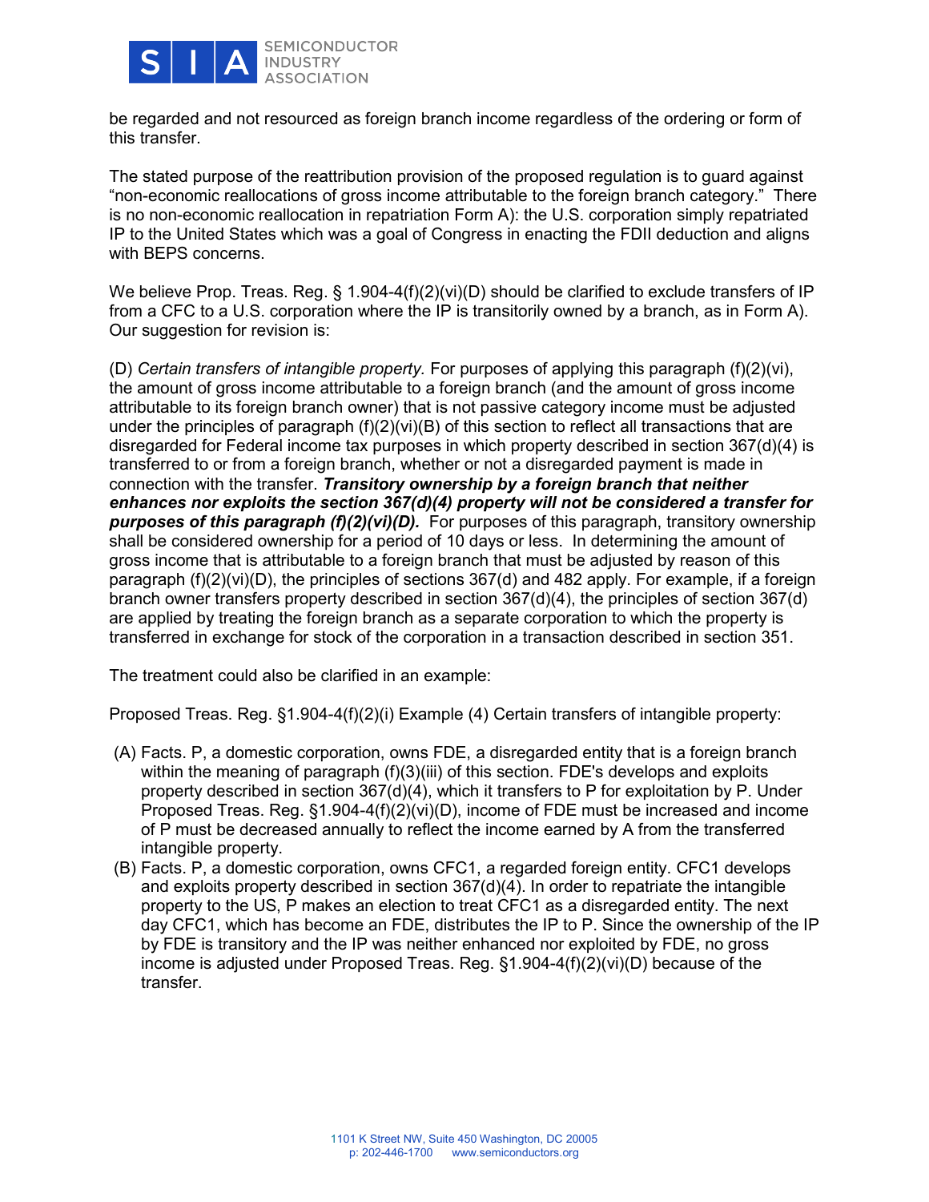be regarded and not resourced as foreign branch income regardless of the ordering or form of this transfer.

The stated purpose of the reattribution provision of the proposed regulation is to guard against "non-economic reallocations of gross income attributable to the foreign branch category." There is no non-economic reallocation in repatriation Form A): the U.S. corporation simply repatriated IP to the United States which was a goal of Congress in enacting the FDII deduction and aligns with BEPS concerns.

We believe Prop. Treas. Reg. § 1.904-4(f)(2)(vi)(D) should be clarified to exclude transfers of IP from a CFC to a U.S. corporation where the IP is transitorily owned by a branch, as in Form A). Our suggestion for revision is:

(D) *Certain transfers of intangible property.* For purposes of applying this paragraph (f)(2)(vi), the amount of gross income attributable to a foreign branch (and the amount of gross income attributable to its foreign branch owner) that is not passive category income must be adjusted under the principles of paragraph (f)(2)(vi)(B) of this section to reflect all transactions that are disregarded for Federal income tax purposes in which property described in section 367(d)(4) is transferred to or from a foreign branch, whether or not a disregarded payment is made in connection with the transfer. ***Transitory ownership by a foreign branch that neither enhances nor exploits the section 367(d)(4) property will not be considered a transfer for purposes of this paragraph (f)(2)(vi)(D).*** For purposes of this paragraph, transitory ownership shall be considered ownership for a period of 10 days or less. In determining the amount of gross income that is attributable to a foreign branch that must be adjusted by reason of this paragraph (f)(2)(vi)(D), the principles of sections 367(d) and 482 apply. For example, if a foreign branch owner transfers property described in section 367(d)(4), the principles of section 367(d) are applied by treating the foreign branch as a separate corporation to which the property is transferred in exchange for stock of the corporation in a transaction described in section 351.

The treatment could also be clarified in an example:

Proposed Treas. Reg. §1.904-4(f)(2)(i) Example (4) Certain transfers of intangible property:

(A) Facts. P, a domestic corporation, owns FDE, a disregarded entity that is a foreign branch within the meaning of paragraph (f)(3)(iii) of this section. FDE's develops and exploits property described in section 367(d)(4), which it transfers to P for exploitation by P. Under Proposed Treas. Reg. §1.904-4(f)(2)(vi)(D), income of FDE must be increased and income of P must be decreased annually to reflect the income earned by A from the transferred intangible property.

(B) Facts. P, a domestic corporation, owns CFC1, a regarded foreign entity. CFC1 develops and exploits property described in section 367(d)(4). In order to repatriate the intangible property to the US, P makes an election to treat CFC1 as a disregarded entity. The next day CFC1, which has become an FDE, distributes the IP to P. Since the ownership of the IP by FDE is transitory and the IP was neither enhanced nor exploited by FDE, no gross income is adjusted under Proposed Treas. Reg. §1.904-4(f)(2)(vi)(D) because of the transfer.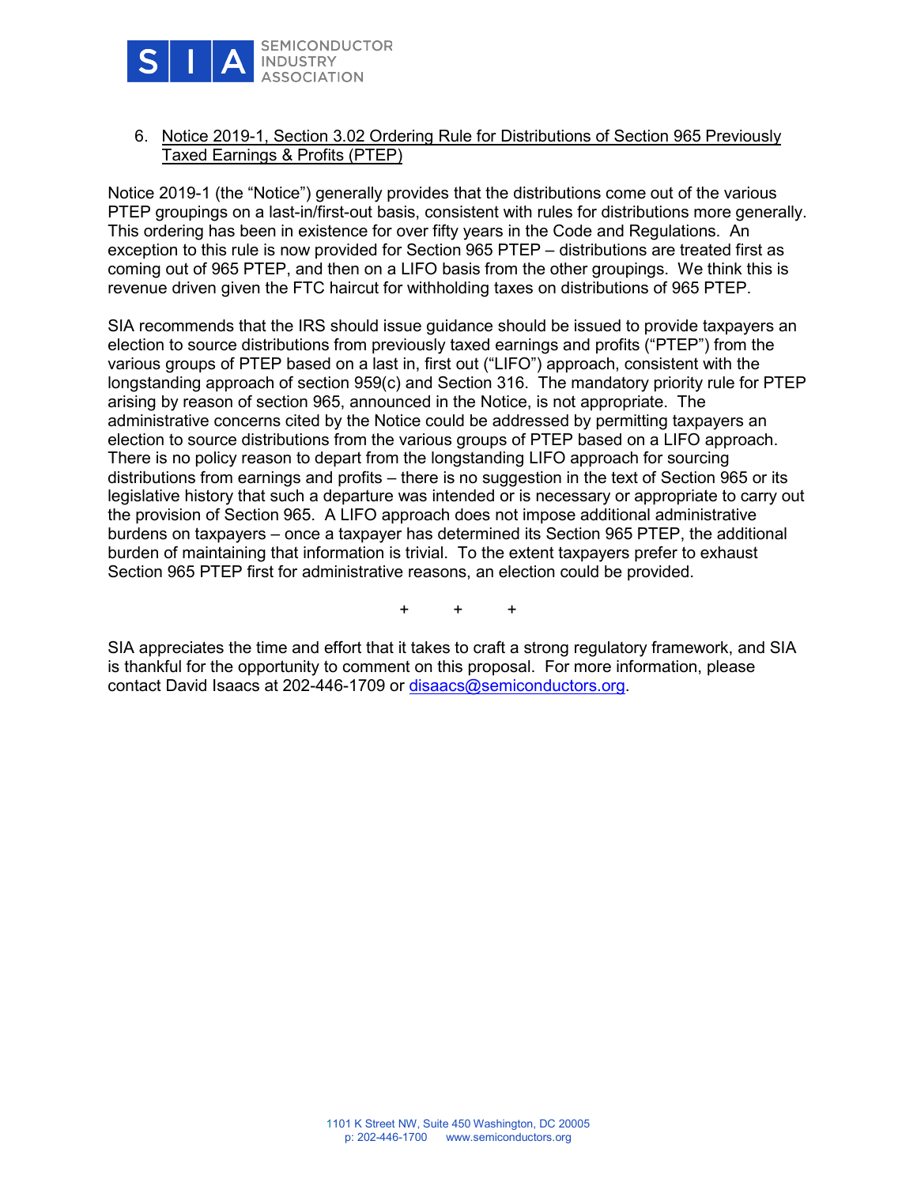6. Notice 2019-1, Section 3.02 Ordering Rule for Distributions of Section 965 Previously Taxed Earnings & Profits (PTEP)

Notice 2019-1 (the "Notice") generally provides that the distributions come out of the various PTEP groupings on a last-in/first-out basis, consistent with rules for distributions more generally. This ordering has been in existence for over fifty years in the Code and Regulations. An exception to this rule is now provided for Section 965 PTEP – distributions are treated first as coming out of 965 PTEP, and then on a LIFO basis from the other groupings. We think this is revenue driven given the FTC haircut for withholding taxes on distributions of 965 PTEP.

SIA recommends that the IRS should issue guidance should be issued to provide taxpayers an election to source distributions from previously taxed earnings and profits ("PTEP") from the various groups of PTEP based on a last in, first out ("LIFO") approach, consistent with the longstanding approach of section 959(c) and Section 316. The mandatory priority rule for PTEP arising by reason of section 965, announced in the Notice, is not appropriate. The administrative concerns cited by the Notice could be addressed by permitting taxpayers an election to source distributions from the various groups of PTEP based on a LIFO approach. There is no policy reason to depart from the longstanding LIFO approach for sourcing distributions from earnings and profits – there is no suggestion in the text of Section 965 or its legislative history that such a departure was intended or is necessary or appropriate to carry out the provision of Section 965. A LIFO approach does not impose additional administrative burdens on taxpayers – once a taxpayer has determined its Section 965 PTEP, the additional burden of maintaining that information is trivial. To the extent taxpayers prefer to exhaust Section 965 PTEP first for administrative reasons, an election could be provided.

\+ + +

SIA appreciates the time and effort that it takes to craft a strong regulatory framework, and SIA is thankful for the opportunity to comment on this proposal. For more information, please contact David Isaacs at 202-446-1709 or disaacs@semiconductors.org.